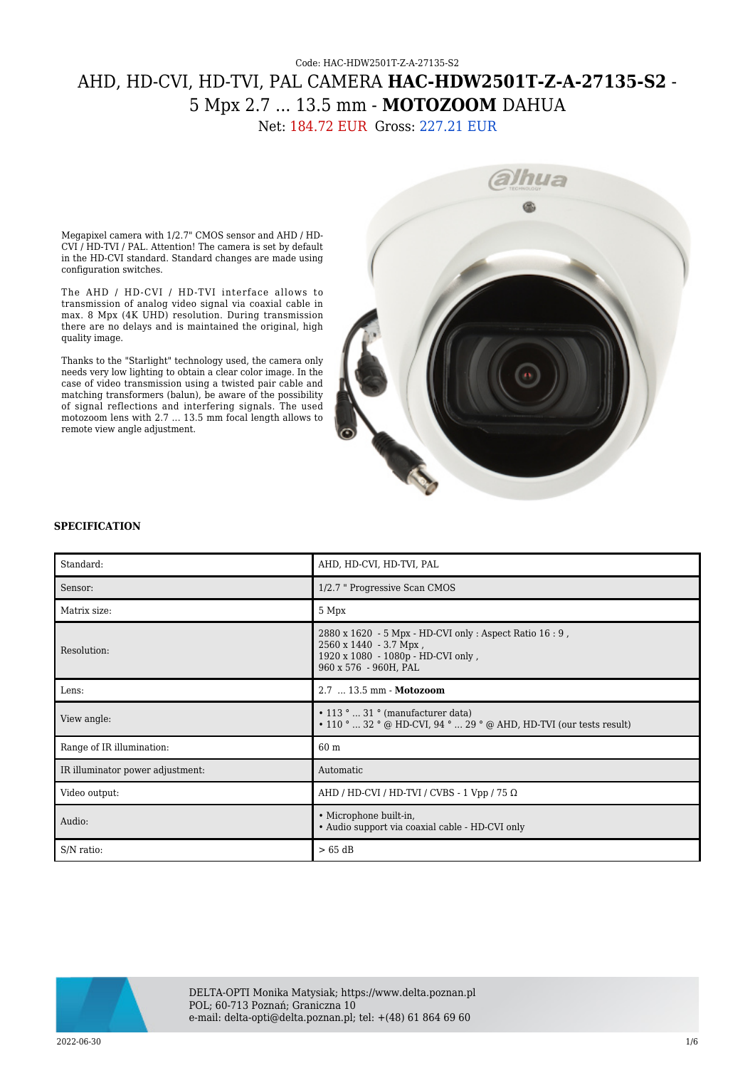Code: HAC-HDW2501T-Z-A-27135-S2

# AHD, HD-CVI, HD-TVI, PAL CAMERA **HAC-HDW2501T-Z-A-27135-S2** - 5 Mpx 2.7 ... 13.5 mm - **MOTOZOOM** DAHUA

Net: 184.72 EUR Gross: 227.21 EUR

Megapixel camera with 1/2.7" CMOS sensor and AHD / HD-CVI / HD-TVI / PAL. Attention! The camera is set by default in the HD-CVI standard. Standard changes are made using configuration switches.

The AHD / HD-CVI / HD-TVI interface allows to transmission of analog video signal via coaxial cable in max. 8 Mpx (4K UHD) resolution. During transmission there are no delays and is maintained the original, high quality image.

Thanks to the "Starlight" technology used, the camera only needs very low lighting to obtain a clear color image. In the case of video transmission using a twisted pair cable and matching transformers (balun), be aware of the possibility of signal reflections and interfering signals. The used motozoom lens with 2.7 ... 13.5 mm focal length allows to remote view angle adjustment.

**SPECIFICATION**

| | |
|---|---|
| Standard: | AHD, HD-CVI, HD-TVI, PAL |
| Sensor: | 1/2.7 " Progressive Scan CMOS |
| Matrix size: | 5 Mpx |
| Resolution: | 2880 x 1620 - 5 Mpx - HD-CVI only : Aspect Ratio 16 : 9 ,<br>2560 x 1440 - 3.7 Mpx ,<br>1920 x 1080 - 1080p - HD-CVI only ,<br>960 x 576 - 960H, PAL |
| Lens: | 2.7 ... 13.5 mm - **Motozoom** |
| View angle: | • 113 ° ... 31 ° (manufacturer data)<br>• 110 ° ... 32 ° @ HD-CVI, 94 ° ... 29 ° @ AHD, HD-TVI (our tests result) |
| Range of IR illumination: | 60 m |
| IR illuminator power adjustment: | Automatic |
| Video output: | AHD / HD-CVI / HD-TVI / CVBS - 1 Vpp / 75 Ω |
| Audio: | • Microphone built-in,<br>• Audio support via coaxial cable - HD-CVI only |
| S/N ratio: | > 65 dB |

DELTA-OPTI Monika Matysiak; https://www.delta.poznan.pl
POL; 60-713 Poznań; Graniczna 10
e-mail: delta-opti@delta.poznan.pl; tel: +(48) 61 864 69 60

2022-06-30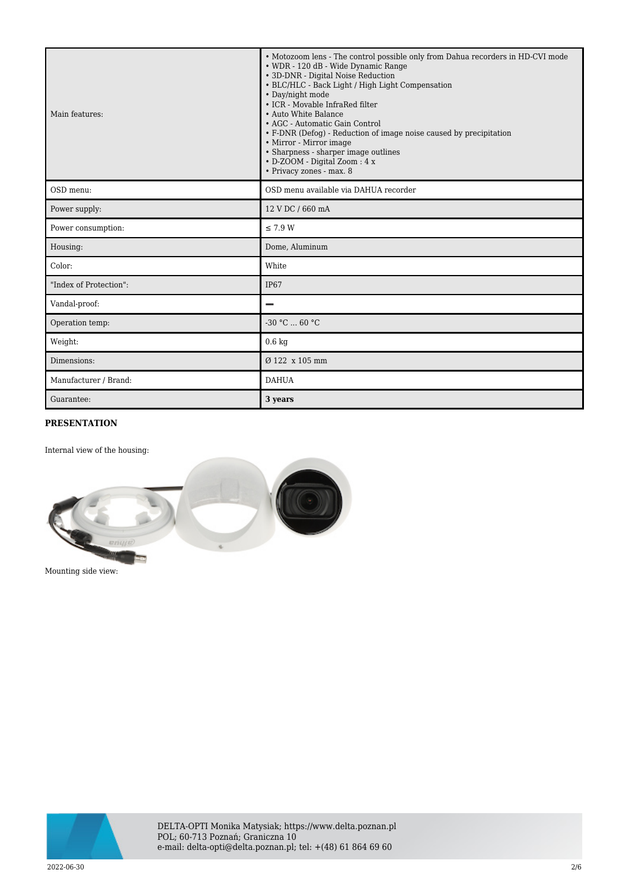| | |
|---|---|
| Main features: | • Motozoom lens - The control possible only from Dahua recorders in HD-CVI mode<br>• WDR - 120 dB - Wide Dynamic Range<br>• 3D-DNR - Digital Noise Reduction<br>• BLC/HLC - Back Light / High Light Compensation<br>• Day/night mode<br>• ICR - Movable InfraRed filter<br>• Auto White Balance<br>• AGC - Automatic Gain Control<br>• F-DNR (Defog) - Reduction of image noise caused by precipitation<br>• Mirror - Mirror image<br>• Sharpness - sharper image outlines<br>• D-ZOOM - Digital Zoom : 4 x<br>• Privacy zones - max. 8 |
| OSD menu: | OSD menu available via DAHUA recorder |
| Power supply: | 12 V DC / 660 mA |
| Power consumption: | ≤ 7.9 W |
| Housing: | Dome, Aluminum |
| Color: | White |
| "Index of Protection": | IP67 |
| Vandal-proof: | – |
| Operation temp: | -30 °C ... 60 °C |
| Weight: | 0.6 kg |
| Dimensions: | Ø 122 x 105 mm |
| Manufacturer / Brand: | DAHUA |
| Guarantee: | **3 years** |

**PRESENTATION**

Internal view of the housing:

Mounting side view: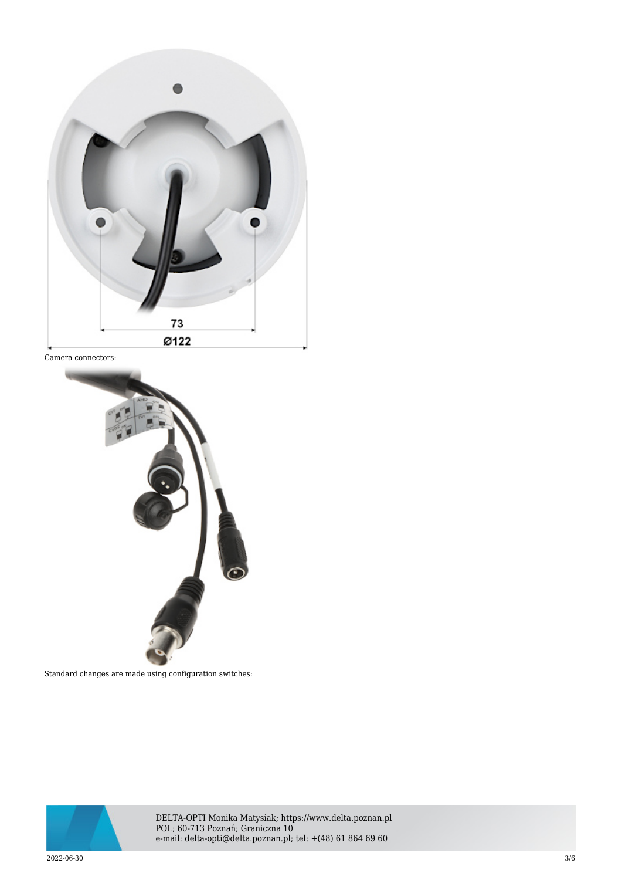Camera connectors:

Standard changes are made using configuration switches: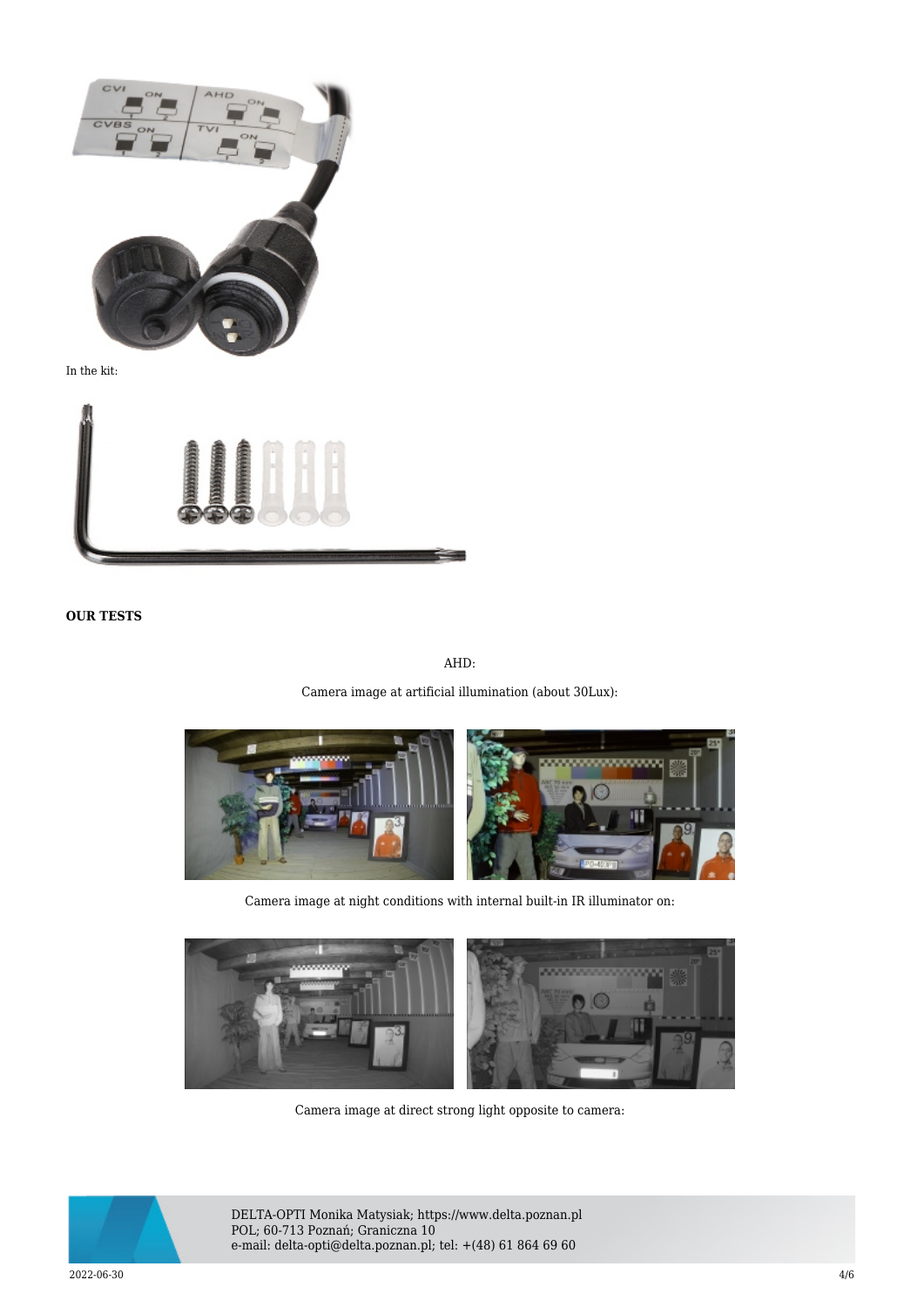In the kit:

**OUR TESTS**

AHD:

Camera image at artificial illumination (about 30Lux):

Camera image at night conditions with internal built-in IR illuminator on:

Camera image at direct strong light opposite to camera:

DELTA-OPTI Monika Matysiak; https://www.delta.poznan.pl
POL; 60-713 Poznań; Graniczna 10
e-mail: delta-opti@delta.poznan.pl; tel: +(48) 61 864 69 60

2022-06-30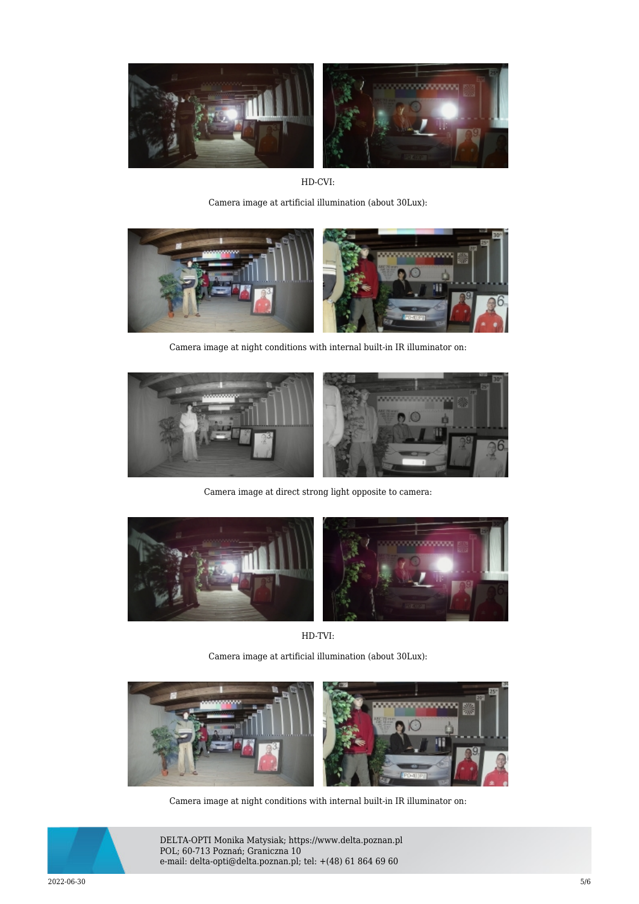HD-CVI:

Camera image at artificial illumination (about 30Lux):

Camera image at night conditions with internal built-in IR illuminator on:

Camera image at direct strong light opposite to camera:

HD-TVI:

Camera image at artificial illumination (about 30Lux):

Camera image at night conditions with internal built-in IR illuminator on: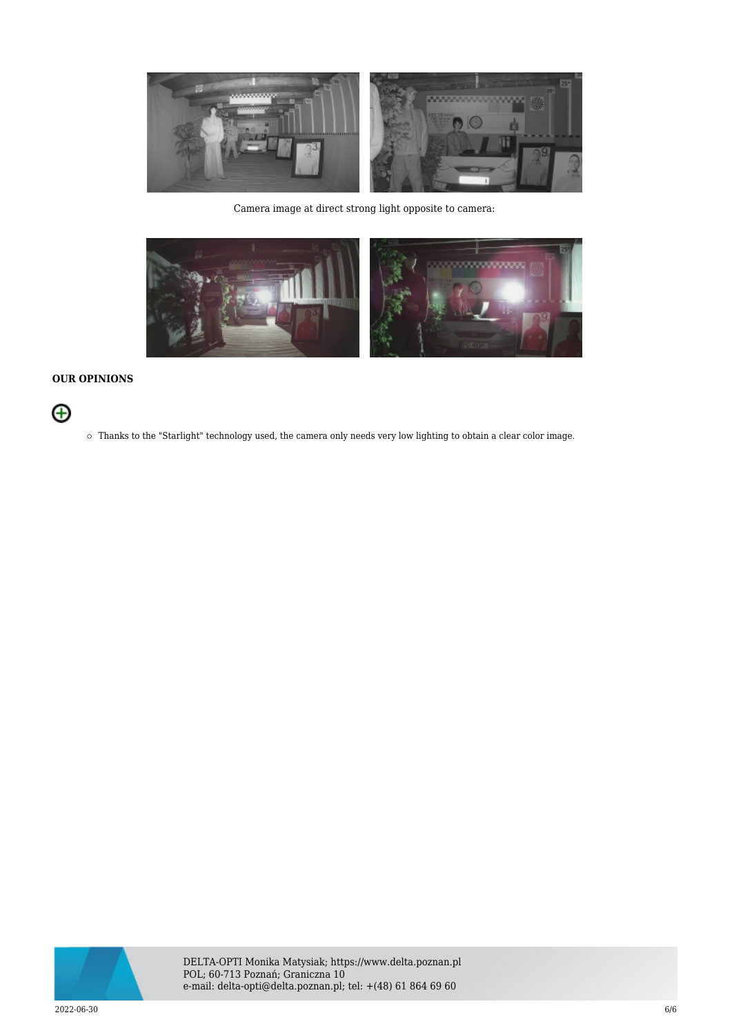Camera image at direct strong light opposite to camera:

**OUR OPINIONS**

⊕

- Thanks to the "Starlight" technology used, the camera only needs very low lighting to obtain a clear color image.

DELTA-OPTI Monika Matysiak; https://www.delta.poznan.pl
POL; 60-713 Poznań; Graniczna 10
e-mail: delta-opti@delta.poznan.pl; tel: +(48) 61 864 69 60

2022-06-30